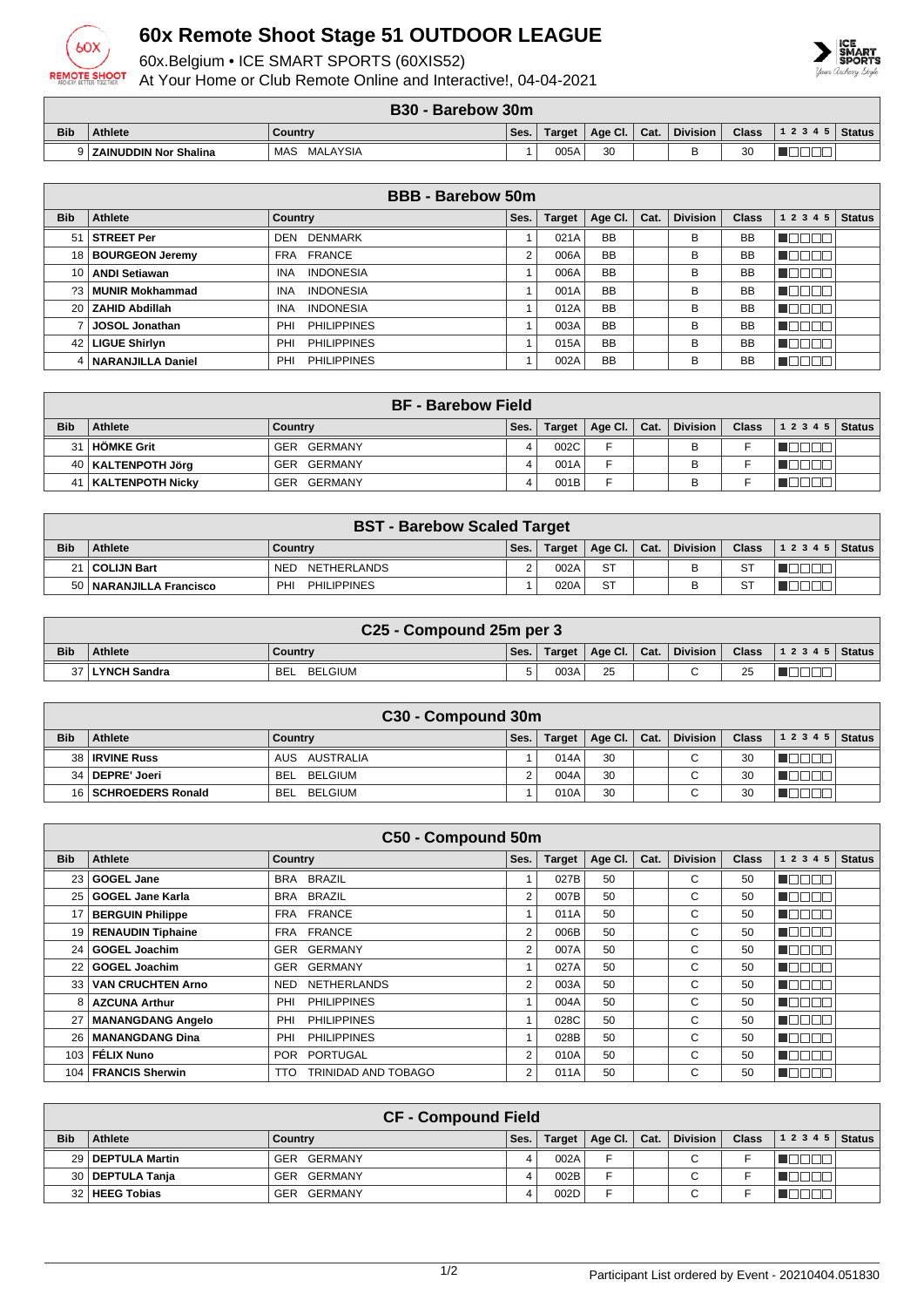# 60x Remote Shoot Stage 51 OUTDOOR LEAGUE

60x.Belgium • ICE SMART SPORTS (60XIS52)
At Your Home or Club Remote Online and Interactive!, 04-04-2021

| B30 - Barebow 30m | | | | | | | | | | |
|---|---|---|---|---|---|---|---|---|---|---|
| **Bib** | **Athlete** | **Country** | **Ses.** | **Target** | **Age Cl.** | **Cat.** | **Division** | **Class** | **1 2 3 4 5** | **Status** |
| 9 | **ZAINUDDIN Nor Shalina** | MAS MALAYSIA | 1 | 005A | 30 | | B | 30 | | |

| BBB - Barebow 50m | | | | | | | | | | |
|---|---|---|---|---|---|---|---|---|---|---|
| **Bib** | **Athlete** | **Country** | **Ses.** | **Target** | **Age Cl.** | **Cat.** | **Division** | **Class** | **1 2 3 4 5** | **Status** |
| 51 | **STREET Per** | DEN DENMARK | 1 | 021A | BB | | B | BB | | |
| 18 | **BOURGEON Jeremy** | FRA FRANCE | 2 | 006A | BB | | B | BB | | |
| 10 | **ANDI Setiawan** | INA INDONESIA | 1 | 006A | BB | | B | BB | | |
| ?3 | **MUNIR Mokhammad** | INA INDONESIA | 1 | 001A | BB | | B | BB | | |
| 20 | **ZAHID Abdillah** | INA INDONESIA | 1 | 012A | BB | | B | BB | | |
| 7 | **JOSOL Jonathan** | PHI PHILIPPINES | 1 | 003A | BB | | B | BB | | |
| 42 | **LIGUE Shirlyn** | PHI PHILIPPINES | 1 | 015A | BB | | B | BB | | |
| 4 | **NARANJILLA Daniel** | PHI PHILIPPINES | 1 | 002A | BB | | B | BB | | |

| BF - Barebow Field | | | | | | | | | | |
|---|---|---|---|---|---|---|---|---|---|---|
| **Bib** | **Athlete** | **Country** | **Ses.** | **Target** | **Age Cl.** | **Cat.** | **Division** | **Class** | **1 2 3 4 5** | **Status** |
| 31 | **HÖMKE Grit** | GER GERMANY | 4 | 002C | F | | B | F | | |
| 40 | **KALTENPOTH Jörg** | GER GERMANY | 4 | 001A | F | | B | F | | |
| 41 | **KALTENPOTH Nicky** | GER GERMANY | 4 | 001B | F | | B | F | | |

| BST - Barebow Scaled Target | | | | | | | | | | |
|---|---|---|---|---|---|---|---|---|---|---|
| **Bib** | **Athlete** | **Country** | **Ses.** | **Target** | **Age Cl.** | **Cat.** | **Division** | **Class** | **1 2 3 4 5** | **Status** |
| 21 | **COLIJN Bart** | NED NETHERLANDS | 2 | 002A | ST | | B | ST | | |
| 50 | **NARANJILLA Francisco** | PHI PHILIPPINES | 1 | 020A | ST | | B | ST | | |

| C25 - Compound 25m per 3 | | | | | | | | | | |
|---|---|---|---|---|---|---|---|---|---|---|
| **Bib** | **Athlete** | **Country** | **Ses.** | **Target** | **Age Cl.** | **Cat.** | **Division** | **Class** | **1 2 3 4 5** | **Status** |
| 37 | **LYNCH Sandra** | BEL BELGIUM | 5 | 003A | 25 | | C | 25 | | |

| C30 - Compound 30m | | | | | | | | | | |
|---|---|---|---|---|---|---|---|---|---|---|
| **Bib** | **Athlete** | **Country** | **Ses.** | **Target** | **Age Cl.** | **Cat.** | **Division** | **Class** | **1 2 3 4 5** | **Status** |
| 38 | **IRVINE Russ** | AUS AUSTRALIA | 1 | 014A | 30 | | C | 30 | | |
| 34 | **DEPRE' Joeri** | BEL BELGIUM | 2 | 004A | 30 | | C | 30 | | |
| 16 | **SCHROEDERS Ronald** | BEL BELGIUM | 1 | 010A | 30 | | C | 30 | | |

| C50 - Compound 50m | | | | | | | | | | |
|---|---|---|---|---|---|---|---|---|---|---|
| **Bib** | **Athlete** | **Country** | **Ses.** | **Target** | **Age Cl.** | **Cat.** | **Division** | **Class** | **1 2 3 4 5** | **Status** |
| 23 | **GOGEL Jane** | BRA BRAZIL | 1 | 027B | 50 | | C | 50 | | |
| 25 | **GOGEL Jane Karla** | BRA BRAZIL | 2 | 007B | 50 | | C | 50 | | |
| 17 | **BERGUIN Philippe** | FRA FRANCE | 1 | 011A | 50 | | C | 50 | | |
| 19 | **RENAUDIN Tiphaine** | FRA FRANCE | 2 | 006B | 50 | | C | 50 | | |
| 24 | **GOGEL Joachim** | GER GERMANY | 2 | 007A | 50 | | C | 50 | | |
| 22 | **GOGEL Joachim** | GER GERMANY | 1 | 027A | 50 | | C | 50 | | |
| 33 | **VAN CRUCHTEN Arno** | NED NETHERLANDS | 2 | 003A | 50 | | C | 50 | | |
| 8 | **AZCUNA Arthur** | PHI PHILIPPINES | 1 | 004A | 50 | | C | 50 | | |
| 27 | **MANANGDANG Angelo** | PHI PHILIPPINES | 1 | 028C | 50 | | C | 50 | | |
| 26 | **MANANGDANG Dina** | PHI PHILIPPINES | 1 | 028B | 50 | | C | 50 | | |
| 103 | **FÉLIX Nuno** | POR PORTUGAL | 2 | 010A | 50 | | C | 50 | | |
| 104 | **FRANCIS Sherwin** | TTO TRINIDAD AND TOBAGO | 2 | 011A | 50 | | C | 50 | | |

| CF - Compound Field | | | | | | | | | | |
|---|---|---|---|---|---|---|---|---|---|---|
| **Bib** | **Athlete** | **Country** | **Ses.** | **Target** | **Age Cl.** | **Cat.** | **Division** | **Class** | **1 2 3 4 5** | **Status** |
| 29 | **DEPTULA Martin** | GER GERMANY | 4 | 002A | F | | C | F | | |
| 30 | **DEPTULA Tanja** | GER GERMANY | 4 | 002B | F | | C | F | | |
| 32 | **HEEG Tobias** | GER GERMANY | 4 | 002D | F | | C | F | | |

Participant List ordered by Event - 20210404.051830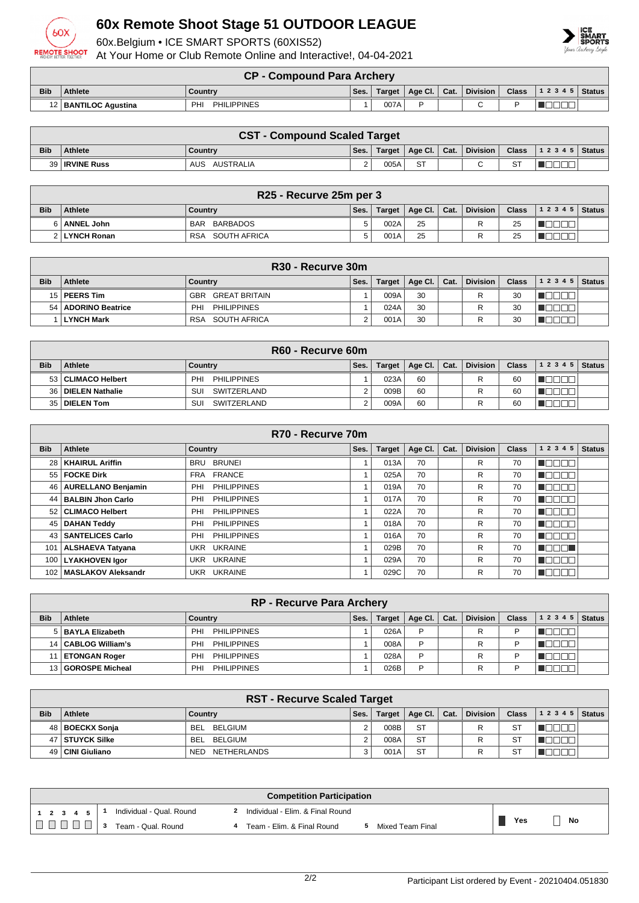# 60x Remote Shoot Stage 51 OUTDOOR LEAGUE

60x.Belgium • ICE SMART SPORTS (60XIS52)

At Your Home or Club Remote Online and Interactive!, 04-04-2021

| CP - Compound Para Archery | | | | | | | | | | |
|---|---|---|---|---|---|---|---|---|---|---|
| Bib | Athlete | Country | Ses. | Target | Age Cl. | Cat. | Division | Class | 1 2 3 4 5 | Status |
| 12 | BANTILOC Agustina | PHI PHILIPPINES | 1 | 007A | P | | C | P | ■□□□□ | |

| CST - Compound Scaled Target | | | | | | | | | | |
|---|---|---|---|---|---|---|---|---|---|---|
| Bib | Athlete | Country | Ses. | Target | Age Cl. | Cat. | Division | Class | 1 2 3 4 5 | Status |
| 39 | IRVINE Russ | AUS AUSTRALIA | 2 | 005A | ST | | C | ST | ■□□□□ | |

| R25 - Recurve 25m per 3 | | | | | | | | | | |
|---|---|---|---|---|---|---|---|---|---|---|
| Bib | Athlete | Country | Ses. | Target | Age Cl. | Cat. | Division | Class | 1 2 3 4 5 | Status |
| 6 | ANNEL John | BAR BARBADOS | 5 | 002A | 25 | | R | 25 | ■□□□□ | |
| 2 | LYNCH Ronan | RSA SOUTH AFRICA | 5 | 001A | 25 | | R | 25 | ■□□□□ | |

| R30 - Recurve 30m | | | | | | | | | | |
|---|---|---|---|---|---|---|---|---|---|---|
| Bib | Athlete | Country | Ses. | Target | Age Cl. | Cat. | Division | Class | 1 2 3 4 5 | Status |
| 15 | PEERS Tim | GBR GREAT BRITAIN | 1 | 009A | 30 | | R | 30 | ■□□□□ | |
| 54 | ADORINO Beatrice | PHI PHILIPPINES | 1 | 024A | 30 | | R | 30 | ■□□□□ | |
| 1 | LYNCH Mark | RSA SOUTH AFRICA | 2 | 001A | 30 | | R | 30 | ■□□□□ | |

| R60 - Recurve 60m | | | | | | | | | | |
|---|---|---|---|---|---|---|---|---|---|---|
| Bib | Athlete | Country | Ses. | Target | Age Cl. | Cat. | Division | Class | 1 2 3 4 5 | Status |
| 53 | CLIMACO Helbert | PHI PHILIPPINES | 1 | 023A | 60 | | R | 60 | ■□□□□ | |
| 36 | DIELEN Nathalie | SUI SWITZERLAND | 2 | 009B | 60 | | R | 60 | ■□□□□ | |
| 35 | DIELEN Tom | SUI SWITZERLAND | 2 | 009A | 60 | | R | 60 | ■□□□□ | |

| R70 - Recurve 70m | | | | | | | | | | |
|---|---|---|---|---|---|---|---|---|---|---|
| Bib | Athlete | Country | Ses. | Target | Age Cl. | Cat. | Division | Class | 1 2 3 4 5 | Status |
| 28 | KHAIRUL Ariffin | BRU BRUNEI | 1 | 013A | 70 | | R | 70 | ■□□□□ | |
| 55 | FOCKE Dirk | FRA FRANCE | 1 | 025A | 70 | | R | 70 | ■□□□□ | |
| 46 | AURELLANO Benjamin | PHI PHILIPPINES | 1 | 019A | 70 | | R | 70 | ■□□□□ | |
| 44 | BALBIN Jhon Carlo | PHI PHILIPPINES | 1 | 017A | 70 | | R | 70 | ■□□□□ | |
| 52 | CLIMACO Helbert | PHI PHILIPPINES | 1 | 022A | 70 | | R | 70 | ■□□□□ | |
| 45 | DAHAN Teddy | PHI PHILIPPINES | 1 | 018A | 70 | | R | 70 | ■□□□□ | |
| 43 | SANTELICES Carlo | PHI PHILIPPINES | 1 | 016A | 70 | | R | 70 | ■□□□□ | |
| 101 | ALSHAEVA Tatyana | UKR UKRAINE | 1 | 029B | 70 | | R | 70 | ■□□□■ | |
| 100 | LYAKHOVEN Igor | UKR UKRAINE | 1 | 029A | 70 | | R | 70 | ■□□□□ | |
| 102 | MASLAKOV Aleksandr | UKR UKRAINE | 1 | 029C | 70 | | R | 70 | ■□□□□ | |

| RP - Recurve Para Archery | | | | | | | | | | |
|---|---|---|---|---|---|---|---|---|---|---|
| Bib | Athlete | Country | Ses. | Target | Age Cl. | Cat. | Division | Class | 1 2 3 4 5 | Status |
| 5 | BAYLA Elizabeth | PHI PHILIPPINES | 1 | 026A | P | | R | P | ■□□□□ | |
| 14 | CABLOG William's | PHI PHILIPPINES | 1 | 008A | P | | R | P | ■□□□□ | |
| 11 | ETONGAN Roger | PHI PHILIPPINES | 1 | 028A | P | | R | P | ■□□□□ | |
| 13 | GOROSPE Micheal | PHI PHILIPPINES | 1 | 026B | P | | R | P | ■□□□□ | |

| RST - Recurve Scaled Target | | | | | | | | | | |
|---|---|---|---|---|---|---|---|---|---|---|
| Bib | Athlete | Country | Ses. | Target | Age Cl. | Cat. | Division | Class | 1 2 3 4 5 | Status |
| 48 | BOECKX Sonja | BEL BELGIUM | 2 | 008B | ST | | R | ST | ■□□□□ | |
| 47 | STUYCK Silke | BEL BELGIUM | 2 | 008A | ST | | R | ST | ■□□□□ | |
| 49 | CINI Giuliano | NED NETHERLANDS | 3 | 001A | ST | | R | ST | ■□□□□ | |

**Competition Participation**

| 1 2 3 4 5 | | | |
|---|---|---|---|
| □□□□□ | 1 Individual - Qual. Round | 2 Individual - Elim. & Final Round | ■ Yes |
| | 3 Team - Qual. Round | 4 Team - Elim. & Final Round | 5 Mixed Team Final | □ No |

Participant List ordered by Event - 20210404.051830